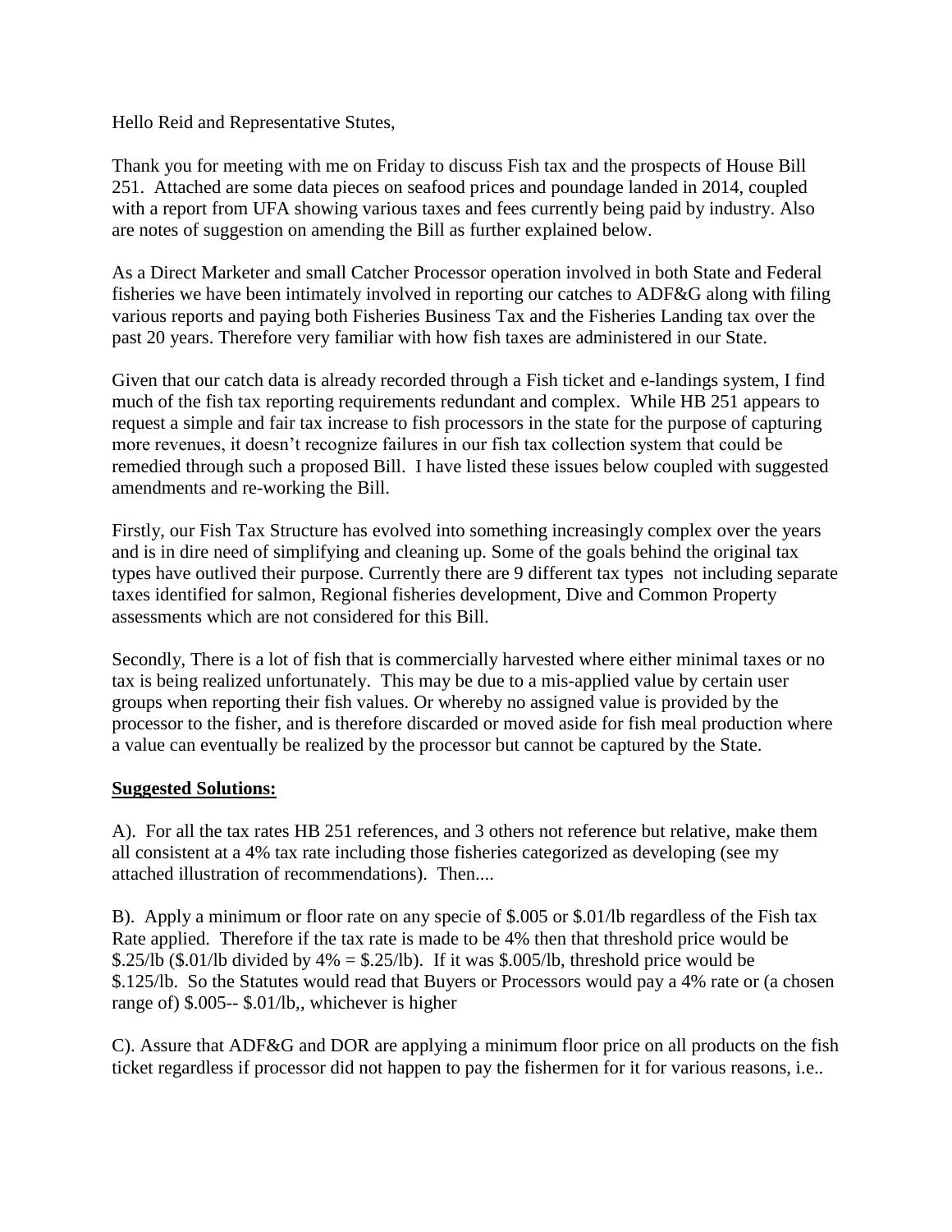Hello Reid and Representative Stutes,

Thank you for meeting with me on Friday to discuss Fish tax and the prospects of House Bill 251. Attached are some data pieces on seafood prices and poundage landed in 2014, coupled with a report from UFA showing various taxes and fees currently being paid by industry. Also are notes of suggestion on amending the Bill as further explained below.

As a Direct Marketer and small Catcher Processor operation involved in both State and Federal fisheries we have been intimately involved in reporting our catches to ADF&G along with filing various reports and paying both Fisheries Business Tax and the Fisheries Landing tax over the past 20 years. Therefore very familiar with how fish taxes are administered in our State.

Given that our catch data is already recorded through a Fish ticket and e-landings system, I find much of the fish tax reporting requirements redundant and complex. While HB 251 appears to request a simple and fair tax increase to fish processors in the state for the purpose of capturing more revenues, it doesn't recognize failures in our fish tax collection system that could be remedied through such a proposed Bill. I have listed these issues below coupled with suggested amendments and re-working the Bill.

Firstly, our Fish Tax Structure has evolved into something increasingly complex over the years and is in dire need of simplifying and cleaning up. Some of the goals behind the original tax types have outlived their purpose. Currently there are 9 different tax types not including separate taxes identified for salmon, Regional fisheries development, Dive and Common Property assessments which are not considered for this Bill.

Secondly, There is a lot of fish that is commercially harvested where either minimal taxes or no tax is being realized unfortunately. This may be due to a mis-applied value by certain user groups when reporting their fish values. Or whereby no assigned value is provided by the processor to the fisher, and is therefore discarded or moved aside for fish meal production where a value can eventually be realized by the processor but cannot be captured by the State.

**<u>Suggested Solutions:</u>**

A). For all the tax rates HB 251 references, and 3 others not reference but relative, make them all consistent at a 4% tax rate including those fisheries categorized as developing (see my attached illustration of recommendations). Then....

B). Apply a minimum or floor rate on any specie of \$.005 or \$.01/lb regardless of the Fish tax Rate applied. Therefore if the tax rate is made to be 4% then that threshold price would be \$.25/lb (\$.01/lb divided by 4% = \$.25/lb). If it was \$.005/lb, threshold price would be \$.125/lb. So the Statutes would read that Buyers or Processors would pay a 4% rate or (a chosen range of) \$.005-- \$.01/lb,, whichever is higher

C). Assure that ADF&G and DOR are applying a minimum floor price on all products on the fish ticket regardless if processor did not happen to pay the fishermen for it for various reasons, i.e..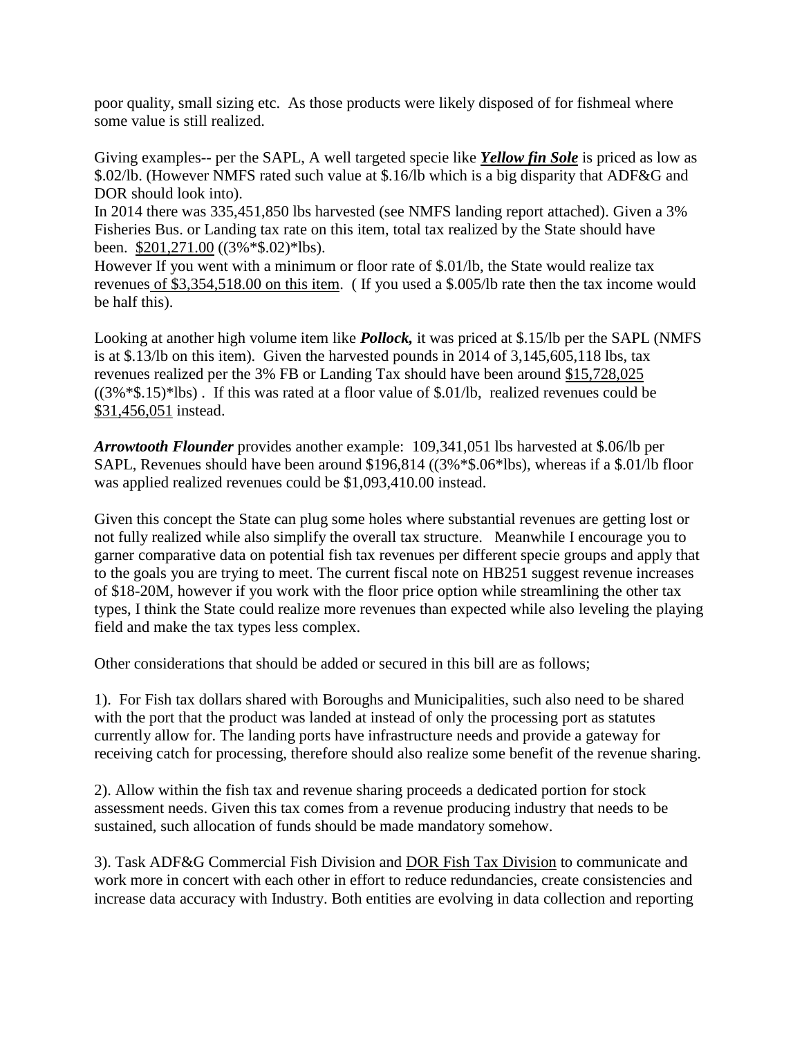poor quality, small sizing etc. As those products were likely disposed of for fishmeal where some value is still realized.

Giving examples-- per the SAPL, A well targeted specie like ***Yellow fin Sole*** is priced as low as \$.02/lb. (However NMFS rated such value at \$.16/lb which is a big disparity that ADF&G and DOR should look into).

In 2014 there was 335,451,850 lbs harvested (see NMFS landing report attached). Given a 3% Fisheries Bus. or Landing tax rate on this item, total tax realized by the State should have been. <u>\$201,271.00</u> ((3%*\$.02)*lbs).

However If you went with a minimum or floor rate of \$.01/lb, the State would realize tax revenues <u>of \$3,354,518.00 on this item</u>. ( If you used a \$.005/lb rate then the tax income would be half this).

Looking at another high volume item like ***Pollock,*** it was priced at \$.15/lb per the SAPL (NMFS is at \$.13/lb on this item). Given the harvested pounds in 2014 of 3,145,605,118 lbs, tax revenues realized per the 3% FB or Landing Tax should have been around <u>\$15,728,025</u> ((3%*\$.15)*lbs) . If this was rated at a floor value of \$.01/lb, realized revenues could be <u>\$31,456,051</u> instead.

***Arrowtooth Flounder*** provides another example: 109,341,051 lbs harvested at \$.06/lb per SAPL, Revenues should have been around \$196,814 ((3%*\$.06*lbs), whereas if a \$.01/lb floor was applied realized revenues could be \$1,093,410.00 instead.

Given this concept the State can plug some holes where substantial revenues are getting lost or not fully realized while also simplify the overall tax structure. Meanwhile I encourage you to garner comparative data on potential fish tax revenues per different specie groups and apply that to the goals you are trying to meet. The current fiscal note on HB251 suggest revenue increases of \$18-20M, however if you work with the floor price option while streamlining the other tax types, I think the State could realize more revenues than expected while also leveling the playing field and make the tax types less complex.

Other considerations that should be added or secured in this bill are as follows;

1). For Fish tax dollars shared with Boroughs and Municipalities, such also need to be shared with the port that the product was landed at instead of only the processing port as statutes currently allow for. The landing ports have infrastructure needs and provide a gateway for receiving catch for processing, therefore should also realize some benefit of the revenue sharing.

2). Allow within the fish tax and revenue sharing proceeds a dedicated portion for stock assessment needs. Given this tax comes from a revenue producing industry that needs to be sustained, such allocation of funds should be made mandatory somehow.

3). Task ADF&G Commercial Fish Division and <u>DOR Fish Tax Division</u> to communicate and work more in concert with each other in effort to reduce redundancies, create consistencies and increase data accuracy with Industry. Both entities are evolving in data collection and reporting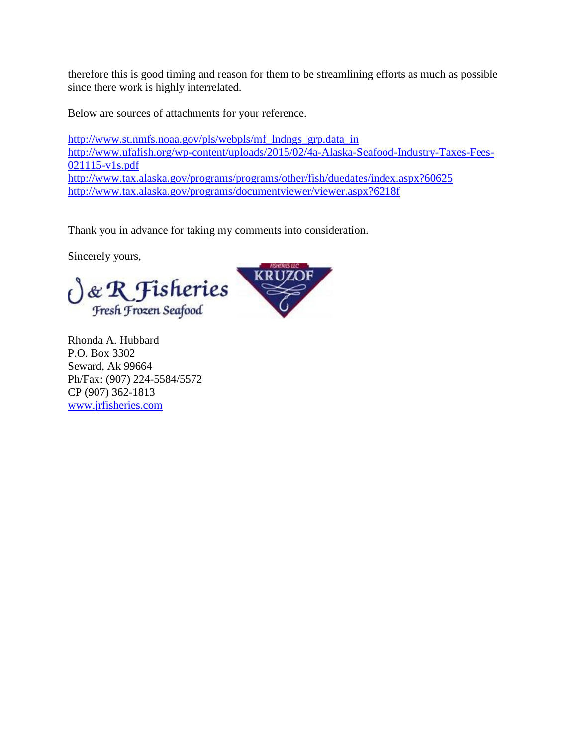therefore this is good timing and reason for them to be streamlining efforts as much as possible since there work is highly interrelated.

Below are sources of attachments for your reference.

http://www.st.nmfs.noaa.gov/pls/webpls/mf_lndngs_grp.data_in
http://www.ufafish.org/wp-content/uploads/2015/02/4a-Alaska-Seafood-Industry-Taxes-Fees-021115-v1s.pdf
http://www.tax.alaska.gov/programs/programs/other/fish/duedates/index.aspx?60625
http://www.tax.alaska.gov/programs/documentviewer/viewer.aspx?6218f

Thank you in advance for taking my comments into consideration.

Sincerely yours,

J & R Fisheries
Fresh Frozen Seafood

KRUZOF FISHERIES LLC

Rhonda A. Hubbard
P.O. Box 3302
Seward, Ak 99664
Ph/Fax: (907) 224-5584/5572
CP (907) 362-1813
www.jrfisheries.com